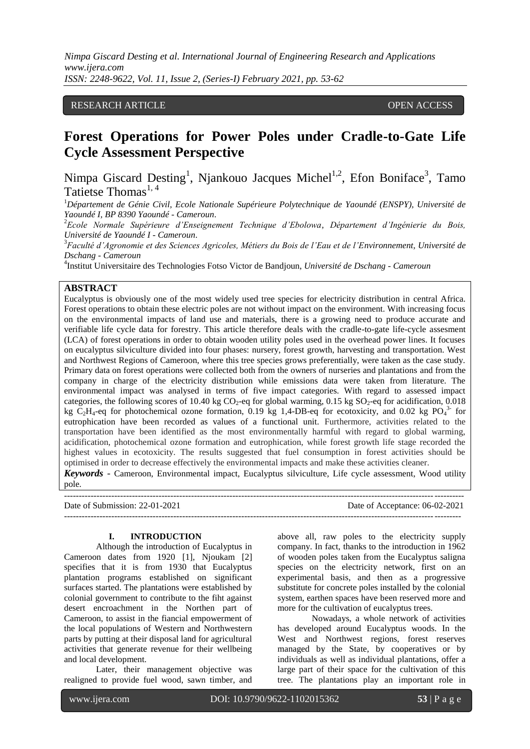RESEARCH ARTICLE OPEN ACCESS

# Forest Operations for Power Poles under Cradle-to-Gate Life Cycle Assessment Perspective

Nimpa Giscard Desting[1], Njankouo Jacques Michel[1,2], Efon Boniface[3], Tamo Tatietse Thomas[1, 4]

[1]*Département de Génie Civil, Ecole Nationale Supérieure Polytechnique de Yaoundé (ENSPY), Université de Yaoundé I, BP 8390 Yaoundé - Cameroun*.

[2]*Ecole Normale Supérieure d'Enseignement Technique d'Ebolowa, Département d'Ingénierie du Bois, Université de Yaoundé I - Cameroun*.

[3]*Faculté d'Agronomie et des Sciences Agricoles, Métiers du Bois de l'Eau et de l'Environnement, Université de Dschang - Cameroun*

[4]Institut Universitaire des Technologies Fotso Victor de Bandjoun, *Université de Dschang - Cameroun*

## ABSTRACT

Eucalyptus is obviously one of the most widely used tree species for electricity distribution in central Africa. Forest operations to obtain these electric poles are not without impact on the environment. With increasing focus on the environmental impacts of land use and materials, there is a growing need to produce accurate and verifiable life cycle data for forestry. This article therefore deals with the cradle-to-gate life-cycle assesment (LCA) of forest operations in order to obtain wooden utility poles used in the overhead power lines. It focuses on eucalyptus silviculture divided into four phases: nursery, forest growth, harvesting and transportation. West and Northwest Regions of Cameroon, where this tree species grows preferentially, were taken as the case study. Primary data on forest operations were collected both from the owners of nurseries and plantations and from the company in charge of the electricity distribution while emissions data were taken from literature. The environmental impact was analysed in terms of five impact categories. With regard to assessed impact categories, the following scores of 10.40 kg $CO_2$-eq for global warming, 0.15 kg $SO_2$-eq for acidification, 0.018 kg $C_2H_4$-eq for photochemical ozone formation, 0.19 kg 1,4-DB-eq for ecotoxicity, and 0.02 kg $PO_4^{3-}$ for eutrophication have been recorded as values of a functional unit. Furthermore, activities related to the transportation have been identified as the most environmentally harmful with regard to global warming, acidification, photochemical ozone formation and eutrophication, while forest growth life stage recorded the highest values in ecotoxicity. The results suggested that fuel consumption in forest activities should be optimised in order to decrease effectively the environmental impacts and make these activities cleaner.

***Keywords*** - Cameroon, Environmental impact, Eucalyptus silviculture, Life cycle assessment, Wood utility pole.

---

Date of Submission: 22-01-2021 Date of Acceptance: 06-02-2021

---

## I. INTRODUCTION

Although the introduction of Eucalyptus in Cameroon dates from 1920 [1], Njoukam [2] specifies that it is from 1930 that Eucalyptus plantation programs established on significant surfaces started. The plantations were established by colonial government to contribute to the fiht against desert encroachment in the Northen part of Cameroon, to assist in the fiancial empowerment of the local populations of Western and Northwestern parts by putting at their disposal land for agricultural activities that generate revenue for their wellbeing and local development.

Later, their management objective was realigned to provide fuel wood, sawn timber, and above all, raw poles to the electricity supply company. In fact, thanks to the introduction in 1962 of wooden poles taken from the Eucalyptus saligna species on the electricity network, first on an experimental basis, and then as a progressive substitute for concrete poles installed by the colonial system, earthen spaces have been reserved more and more for the cultivation of eucalyptus trees.

Nowadays, a whole network of activities has developed around Eucalyptus woods. In the West and Northwest regions, forest reserves managed by the State, by cooperatives or by individuals as well as individual plantations, offer a large part of their space for the cultivation of this tree. The plantations play an important role in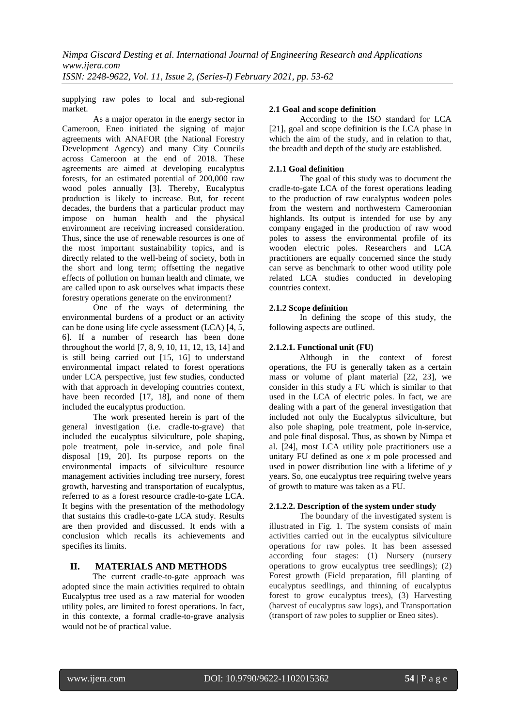supplying raw poles to local and sub-regional market.

As a major operator in the energy sector in Cameroon, Eneo initiated the signing of major agreements with ANAFOR (the National Forestry Development Agency) and many City Councils across Cameroon at the end of 2018. These agreements are aimed at developing eucalyptus forests, for an estimated potential of 200,000 raw wood poles annually [3]. Thereby, Eucalyptus production is likely to increase. But, for recent decades, the burdens that a particular product may impose on human health and the physical environment are receiving increased consideration. Thus, since the use of renewable resources is one of the most important sustainability topics, and is directly related to the well-being of society, both in the short and long term; offsetting the negative effects of pollution on human health and climate, we are called upon to ask ourselves what impacts these forestry operations generate on the environment?

One of the ways of determining the environmental burdens of a product or an activity can be done using life cycle assessment (LCA) [4, 5, 6]. If a number of research has been done throughout the world [7, 8, 9, 10, 11, 12, 13, 14] and is still being carried out [15, 16] to understand environmental impact related to forest operations under LCA perspective, just few studies, conducted with that approach in developing countries context, have been recorded [17, 18], and none of them included the eucalyptus production.

The work presented herein is part of the general investigation (i.e. cradle-to-grave) that included the eucalyptus silviculture, pole shaping, pole treatment, pole in-service, and pole final disposal [19, 20]. Its purpose reports on the environmental impacts of silviculture resource management activities including tree nursery, forest growth, harvesting and transportation of eucalyptus, referred to as a forest resource cradle-to-gate LCA. It begins with the presentation of the methodology that sustains this cradle-to-gate LCA study. Results are then provided and discussed. It ends with a conclusion which recalls its achievements and specifies its limits.

## II. MATERIALS AND METHODS

The current cradle-to-gate approach was adopted since the main activities required to obtain Eucalyptus tree used as a raw material for wooden utility poles, are limited to forest operations. In fact, in this contexte, a formal cradle-to-grave analysis would not be of practical value.

### 2.1 Goal and scope definition

According to the ISO standard for LCA [21], goal and scope definition is the LCA phase in which the aim of the study, and in relation to that, the breadth and depth of the study are established.

#### 2.1.1 Goal definition

The goal of this study was to document the cradle-to-gate LCA of the forest operations leading to the production of raw eucalyptus wodeen poles from the western and northwestern Cameroonian highlands. Its output is intended for use by any company engaged in the production of raw wood poles to assess the environmental profile of its wooden electric poles. Researchers and LCA practitioners are equally concerned since the study can serve as benchmark to other wood utility pole related LCA studies conducted in developing countries context.

#### 2.1.2 Scope definition

In defining the scope of this study, the following aspects are outlined.

##### 2.1.2.1. Functional unit (FU)

Although in the context of forest operations, the FU is generally taken as a certain mass or volume of plant material [22, 23], we consider in this study a FU which is similar to that used in the LCA of electric poles. In fact, we are dealing with a part of the general investigation that included not only the Eucalyptus silviculture, but also pole shaping, pole treatment, pole in-service, and pole final disposal. Thus, as shown by Nimpa et al. [24], most LCA utility pole practitioners use a unitary FU defined as one $x$ m pole processed and used in power distribution line with a lifetime of $y$ years. So, one eucalyptus tree requiring twelve years of growth to mature was taken as a FU.

##### 2.1.2.2. Description of the system under study

The boundary of the investigated system is illustrated in Fig. 1. The system consists of main activities carried out in the eucalyptus silviculture operations for raw poles. It has been assessed according four stages: (1) Nursery (nursery operations to grow eucalyptus tree seedlings); (2) Forest growth (Field preparation, fill planting of eucalyptus seedlings, and thinning of eucalyptus forest to grow eucalyptus trees), (3) Harvesting (harvest of eucalyptus saw logs), and Transportation (transport of raw poles to supplier or Eneo sites).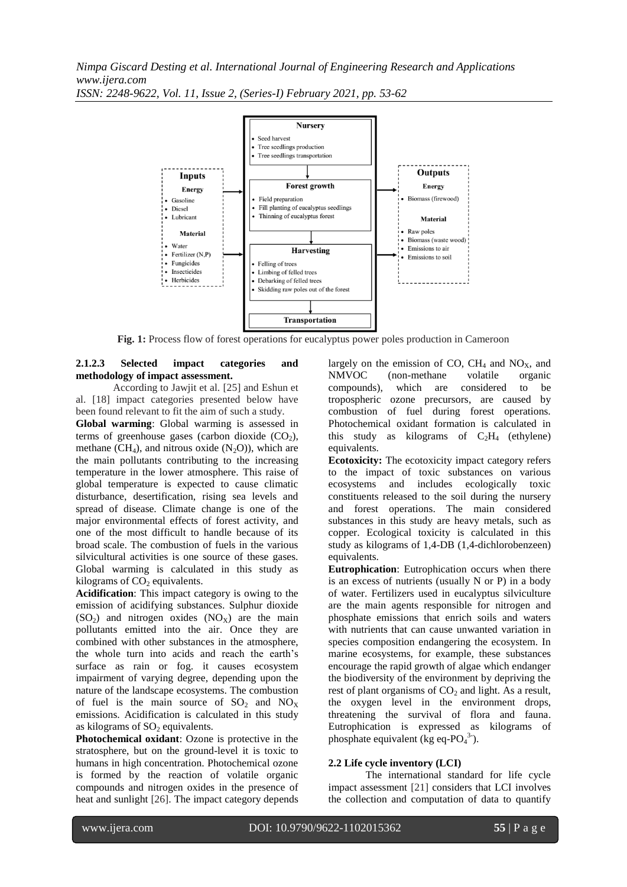**Fig. 1:** Process flow of forest operations for eucalyptus power poles production in Cameroon

#### 2.1.2.3 Selected impact categories and methodology of impact assessment.

According to Jawjit et al. [25] and Eshun et al. [18] impact categories presented below have been found relevant to fit the aim of such a study.

**Global warming**: Global warming is assessed in terms of greenhouse gases (carbon dioxide ($CO_2$), methane ($CH_4$), and nitrous oxide ($N_2O$)), which are the main pollutants contributing to the increasing temperature in the lower atmosphere. This raise of global temperature is expected to cause climatic disturbance, desertification, rising sea levels and spread of disease. Climate change is one of the major environmental effects of forest activity, and one of the most difficult to handle because of its broad scale. The combustion of fuels in the various silvicultural activities is one source of these gases. Global warming is calculated in this study as kilograms of $CO_2$ equivalents.

**Acidification**: This impact category is owing to the emission of acidifying substances. Sulphur dioxide ($SO_2$) and nitrogen oxides ($NO_X$) are the main pollutants emitted into the air. Once they are combined with other substances in the atmosphere, the whole turn into acids and reach the earth's surface as rain or fog. it causes ecosystem impairment of varying degree, depending upon the nature of the landscape ecosystems. The combustion of fuel is the main source of $SO_2$ and $NO_X$ emissions. Acidification is calculated in this study as kilograms of $SO_2$ equivalents.

**Photochemical oxidant**: Ozone is protective in the stratosphere, but on the ground-level it is toxic to humans in high concentration. Photochemical ozone is formed by the reaction of volatile organic compounds and nitrogen oxides in the presence of heat and sunlight [26]. The impact category depends largely on the emission of CO, $CH_4$ and $NO_X$, and NMVOC (non-methane volatile organic compounds), which are considered to be tropospheric ozone precursors, are caused by combustion of fuel during forest operations. Photochemical oxidant formation is calculated in this study as kilograms of $C_2H_4$ (ethylene) equivalents.

**Ecotoxicity:** The ecotoxicity impact category refers to the impact of toxic substances on various ecosystems and includes ecologically toxic constituents released to the soil during the nursery and forest operations. The main considered substances in this study are heavy metals, such as copper. Ecological toxicity is calculated in this study as kilograms of 1,4-DB (1,4-dichlorobenzeen) equivalents.

**Eutrophication**: Eutrophication occurs when there is an excess of nutrients (usually N or P) in a body of water. Fertilizers used in eucalyptus silviculture are the main agents responsible for nitrogen and phosphate emissions that enrich soils and waters with nutrients that can cause unwanted variation in species composition endangering the ecosystem. In marine ecosystems, for example, these substances encourage the rapid growth of algae which endanger the biodiversity of the environment by depriving the rest of plant organisms of $CO_2$ and light. As a result, the oxygen level in the environment drops, threatening the survival of flora and fauna. Eutrophication is expressed as kilograms of phosphate equivalent (kg eq-$PO_4^{3-}$).

### 2.2 Life cycle inventory (LCI)

The international standard for life cycle impact assessment [21] considers that LCI involves the collection and computation of data to quantify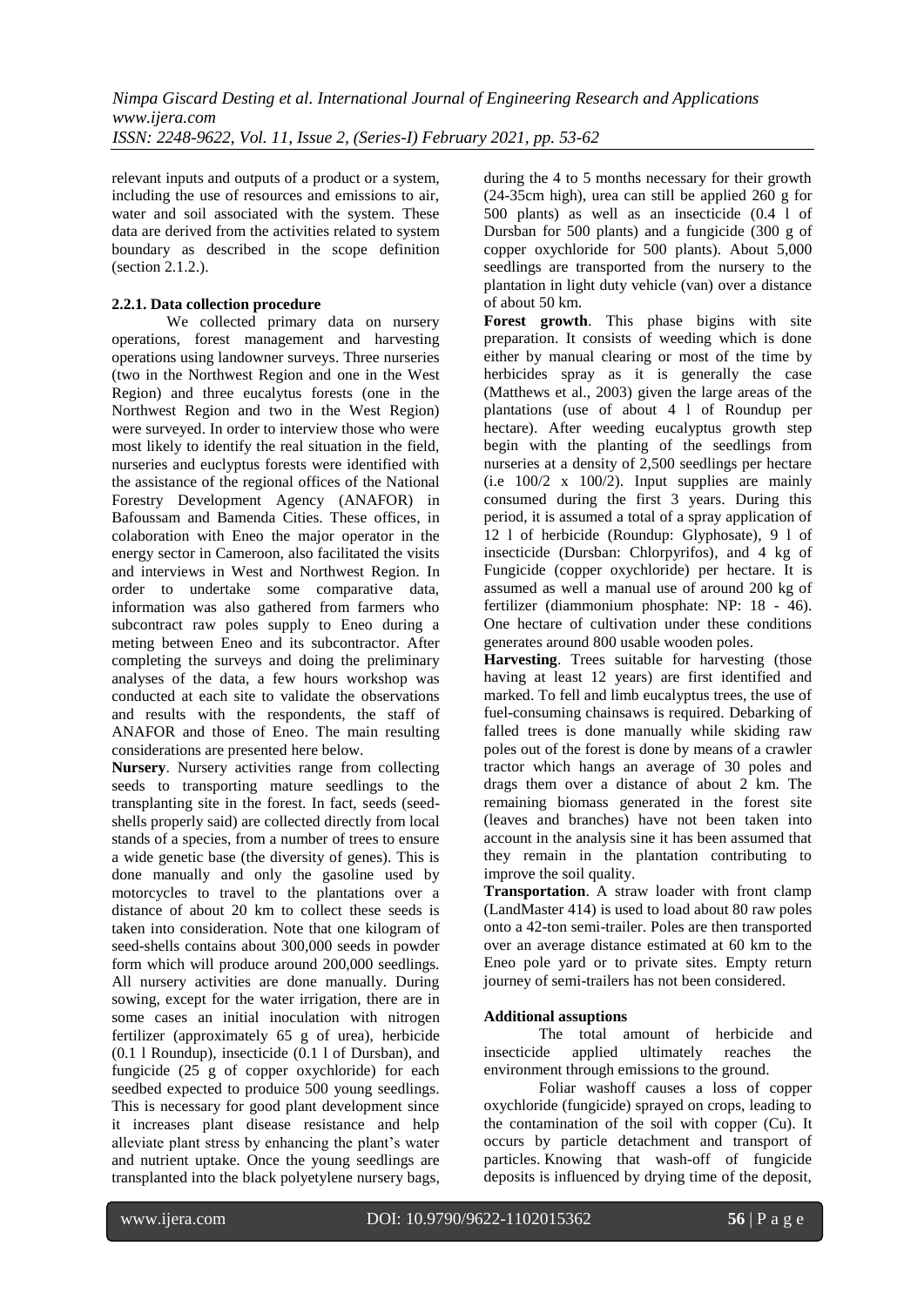relevant inputs and outputs of a product or a system, including the use of resources and emissions to air, water and soil associated with the system. These data are derived from the activities related to system boundary as described in the scope definition (section 2.1.2.).

### 2.2.1. Data collection procedure

We collected primary data on nursery operations, forest management and harvesting operations using landowner surveys. Three nurseries (two in the Northwest Region and one in the West Region) and three eucalytus forests (one in the Northwest Region and two in the West Region) were surveyed. In order to interview those who were most likely to identify the real situation in the field, nurseries and euclyptus forests were identified with the assistance of the regional offices of the National Forestry Development Agency (ANAFOR) in Bafoussam and Bamenda Cities. These offices, in colaboration with Eneo the major operator in the energy sector in Cameroon, also facilitated the visits and interviews in West and Northwest Region. In order to undertake some comparative data, information was also gathered from farmers who subcontract raw poles supply to Eneo during a meting between Eneo and its subcontractor. After completing the surveys and doing the preliminary analyses of the data, a few hours workshop was conducted at each site to validate the observations and results with the respondents, the staff of ANAFOR and those of Eneo. The main resulting considerations are presented here below.

**Nursery**. Nursery activities range from collecting seeds to transporting mature seedlings to the transplanting site in the forest. In fact, seeds (seed-shells properly said) are collected directly from local stands of a species, from a number of trees to ensure a wide genetic base (the diversity of genes). This is done manually and only the gasoline used by motorcycles to travel to the plantations over a distance of about 20 km to collect these seeds is taken into consideration. Note that one kilogram of seed-shells contains about 300,000 seeds in powder form which will produce around 200,000 seedlings. All nursery activities are done manually. During sowing, except for the water irrigation, there are in some cases an initial inoculation with nitrogen fertilizer (approximately 65 g of urea), herbicide (0.1 l Roundup), insecticide (0.1 l of Dursban), and fungicide (25 g of copper oxychloride) for each seedbed expected to produice 500 young seedlings. This is necessary for good plant development since it increases plant disease resistance and help alleviate plant stress by enhancing the plant's water and nutrient uptake. Once the young seedlings are transplanted into the black polyetylene nursery bags, during the 4 to 5 months necessary for their growth (24-35cm high), urea can still be applied 260 g for 500 plants) as well as an insecticide (0.4 l of Dursban for 500 plants) and a fungicide (300 g of copper oxychloride for 500 plants). About 5,000 seedlings are transported from the nursery to the plantation in light duty vehicle (van) over a distance of about 50 km.

**Forest growth**. This phase bigins with site preparation. It consists of weeding which is done either by manual clearing or most of the time by herbicides spray as it is generally the case (Matthews et al., 2003) given the large areas of the plantations (use of about 4 l of Roundup per hectare). After weeding eucalyptus growth step begin with the planting of the seedlings from nurseries at a density of 2,500 seedlings per hectare (i.e 100/2 x 100/2). Input supplies are mainly consumed during the first 3 years. During this period, it is assumed a total of a spray application of 12 l of herbicide (Roundup: Glyphosate), 9 l of insecticide (Dursban: Chlorpyrifos), and 4 kg of Fungicide (copper oxychloride) per hectare. It is assumed as well a manual use of around 200 kg of fertilizer (diammonium phosphate: NP: 18 - 46). One hectare of cultivation under these conditions generates around 800 usable wooden poles.

**Harvesting**. Trees suitable for harvesting (those having at least 12 years) are first identified and marked. To fell and limb eucalyptus trees, the use of fuel-consuming chainsaws is required. Debarking of falled trees is done manually while skiding raw poles out of the forest is done by means of a crawler tractor which hangs an average of 30 poles and drags them over a distance of about 2 km. The remaining biomass generated in the forest site (leaves and branches) have not been taken into account in the analysis sine it has been assumed that they remain in the plantation contributing to improve the soil quality.

**Transportation**. A straw loader with front clamp (LandMaster 414) is used to load about 80 raw poles onto a 42-ton semi-trailer. Poles are then transported over an average distance estimated at 60 km to the Eneo pole yard or to private sites. Empty return journey of semi-trailers has not been considered.

#### Additional assuptions

The total amount of herbicide and insecticide applied ultimately reaches the environment through emissions to the ground.

Foliar washoff causes a loss of copper oxychloride (fungicide) sprayed on crops, leading to the contamination of the soil with copper (Cu). It occurs by particle detachment and transport of particles. Knowing that wash-off of fungicide deposits is influenced by drying time of the deposit,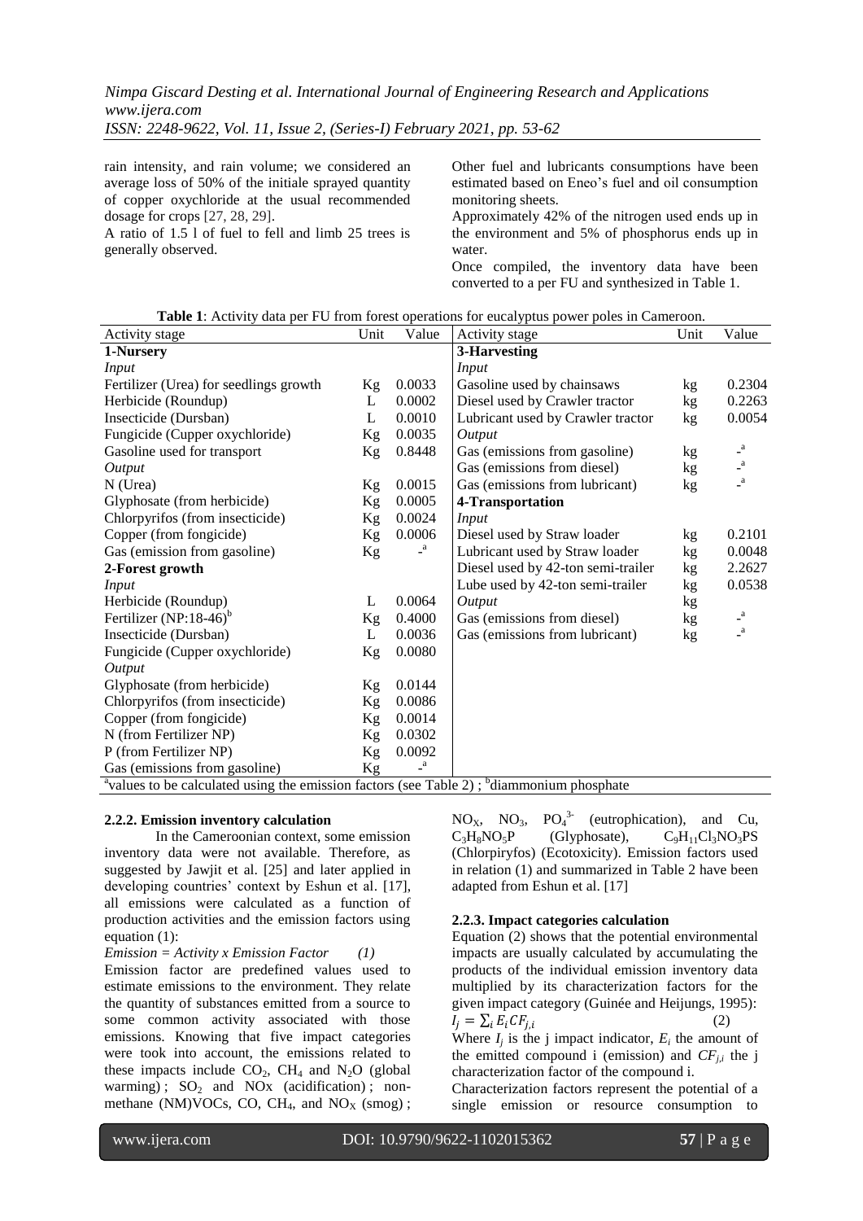rain intensity, and rain volume; we considered an average loss of 50% of the initiale sprayed quantity of copper oxychloride at the usual recommended dosage for crops [27, 28, 29].

A ratio of 1.5 l of fuel to fell and limb 25 trees is generally observed.

Other fuel and lubricants consumptions have been estimated based on Eneo's fuel and oil consumption monitoring sheets.

Approximately 42% of the nitrogen used ends up in the environment and 5% of phosphorus ends up in water.

Once compiled, the inventory data have been converted to a per FU and synthesized in Table 1.

**Table 1**: Activity data per FU from forest operations for eucalyptus power poles in Cameroon.

| Activity stage | Unit | Value | Activity stage | Unit | Value |
|---|---|---|---|---|---|
| **1-Nursery** | | | **3-Harvesting** | | |
| *Input* | | | *Input* | | |
| Fertilizer (Urea) for seedlings growth | Kg | 0.0033 | Gasoline used by chainsaws | kg | 0.2304 |
| Herbicide (Roundup) | L | 0.0002 | Diesel used by Crawler tractor | kg | 0.2263 |
| Insecticide (Dursban) | L | 0.0010 | Lubricant used by Crawler tractor | kg | 0.0054 |
| Fungicide (Cupper oxychloride) | Kg | 0.0035 | *Output* | | |
| Gasoline used for transport | Kg | 0.8448 | Gas (emissions from gasoline) | kg | -[a] |
| *Output* | | | Gas (emissions from diesel) | kg | -[a] |
| N (Urea) | Kg | 0.0015 | Gas (emissions from lubricant) | kg | -[a] |
| Glyphosate (from herbicide) | Kg | 0.0005 | **4-Transportation** | | |
| Chlorpyrifos (from insecticide) | Kg | 0.0024 | *Input* | | |
| Copper (from fongicide) | Kg | 0.0006 | Diesel used by Straw loader | kg | 0.2101 |
| Gas (emission from gasoline) | Kg | -[a] | Lubricant used by Straw loader | kg | 0.0048 |
| **2-Forest growth** | | | Diesel used by 42-ton semi-trailer | kg | 2.2627 |
| *Input* | | | Lube used by 42-ton semi-trailer | kg | 0.0538 |
| Herbicide (Roundup) | L | 0.0064 | *Output* | kg | |
| Fertilizer (NP:18-46)[b] | Kg | 0.4000 | Gas (emissions from diesel) | kg | -[a] |
| Insecticide (Dursban) | L | 0.0036 | Gas (emissions from lubricant) | kg | -[a] |
| Fungicide (Cupper oxychloride) | Kg | 0.0080 | | | |
| *Output* | | | | | |
| Glyphosate (from herbicide) | Kg | 0.0144 | | | |
| Chlorpyrifos (from insecticide) | Kg | 0.0086 | | | |
| Copper (from fongicide) | Kg | 0.0014 | | | |
| N (from Fertilizer NP) | Kg | 0.0302 | | | |
| P (from Fertilizer NP) | Kg | 0.0092 | | | |
| Gas (emissions from gasoline) | Kg | -[a] | | | |

[a]values to be calculated using the emission factors (see Table 2) ; [b]diammonium phosphate

### 2.2.2. Emission inventory calculation

In the Cameroonian context, some emission inventory data were not available. Therefore, as suggested by Jawjit et al. [25] and later applied in developing countries' context by Eshun et al. [17], all emissions were calculated as a function of production activities and the emission factors using equation (1):

*Emission = Activity x Emission Factor* (1)

Emission factor are predefined values used to estimate emissions to the environment. They relate the quantity of substances emitted from a source to some common activity associated with those emissions. Knowing that five impact categories were took into account, the emissions related to these impacts include $CO_2$, $CH_4$ and $N_2O$ (global warming) ; $SO_2$ and NOx (acidification) ; non-methane (NM)VOCs, CO, $CH_4$, and $NO_X$ (smog) ; $NO_X$, $NO_3$, $PO_4^{3-}$ (eutrophication), and Cu, $C_3H_8NO_5P$ (Glyphosate), $C_9H_{11}Cl_3NO_3PS$ (Chlorpiryfos) (Ecotoxicity). Emission factors used in relation (1) and summarized in Table 2 have been adapted from Eshun et al. [17]

### 2.2.3. Impact categories calculation

Equation (2) shows that the potential environmental impacts are usually calculated by accumulating the products of the individual emission inventory data multiplied by its characterization factors for the given impact category (Guinée and Heijungs, 1995):

$$I_j = \sum_i E_i CF_{j,i} \qquad (2)$$

Where $I_j$ is the j impact indicator, $E_i$ the amount of the emitted compound i (emission) and $CF_{j,i}$ the j characterization factor of the compound i.

Characterization factors represent the potential of a single emission or resource consumption to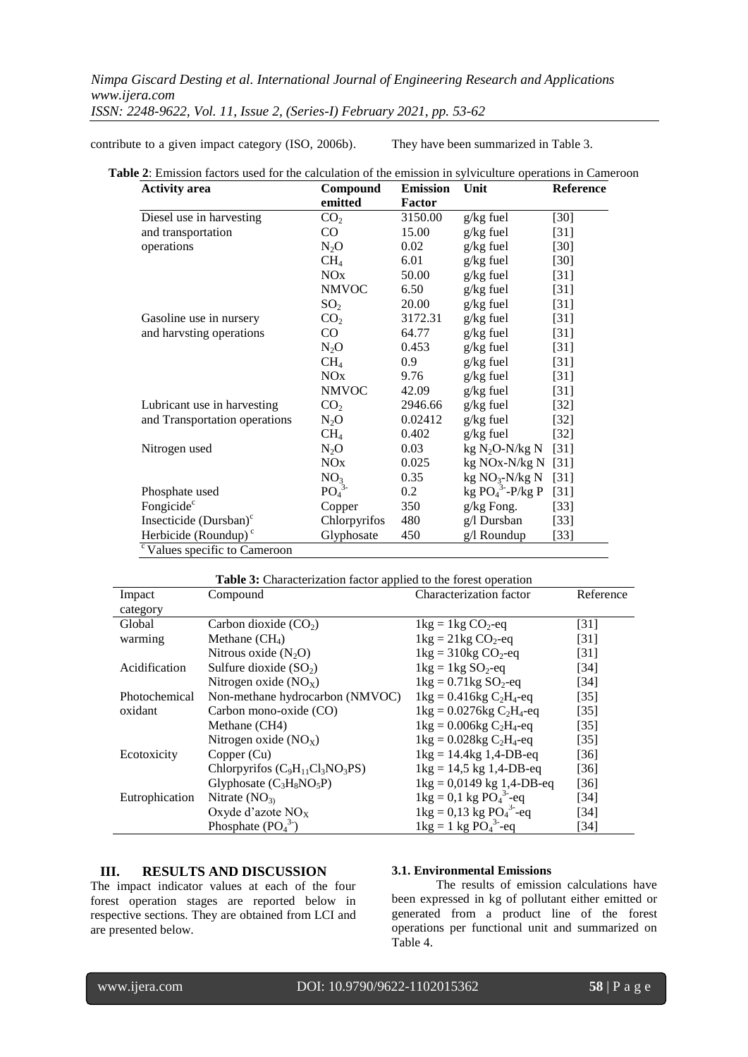contribute to a given impact category (ISO, 2006b). They have been summarized in Table 3.

**Table 2**: Emission factors used for the calculation of the emission in sylviculture operations in Cameroon

| Activity area | Compound emitted | Emission Factor | Unit | Reference |
|---|---|---|---|---|
| Diesel use in harvesting and transportation operations | $CO_2$ | 3150.00 | g/kg fuel | [30] |
| | CO | 15.00 | g/kg fuel | [31] |
| | $N_2O$ | 0.02 | g/kg fuel | [30] |
| | $CH_4$ | 6.01 | g/kg fuel | [30] |
| | NOx | 50.00 | g/kg fuel | [31] |
| | NMVOC | 6.50 | g/kg fuel | [31] |
| | $SO_2$ | 20.00 | g/kg fuel | [31] |
| Gasoline use in nursery and harvsting operations | $CO_2$ | 3172.31 | g/kg fuel | [31] |
| | CO | 64.77 | g/kg fuel | [31] |
| | $N_2O$ | 0.453 | g/kg fuel | [31] |
| | $CH_4$ | 0.9 | g/kg fuel | [31] |
| | NOx | 9.76 | g/kg fuel | [31] |
| | NMVOC | 42.09 | g/kg fuel | [31] |
| Lubricant use in harvesting and Transportation operations | $CO_2$ | 2946.66 | g/kg fuel | [32] |
| | $N_2O$ | 0.02412 | g/kg fuel | [32] |
| | $CH_4$ | 0.402 | g/kg fuel | [32] |
| Nitrogen used | $N_2O$ | 0.03 | kg $N_2O$-N/kg N | [31] |
| | NOx | 0.025 | kg NOx-N/kg N | [31] |
| | $NO_3$ | 0.35 | kg $NO_3$-N/kg N | [31] |
| Phosphate used | $PO_4^{3-}$ | 0.2 | kg $PO_4^{3-}$-P/kg P | [31] |
| Fongicide[c] | Copper | 350 | g/kg Fong. | [33] |
| Insecticide (Dursban)[c] | Chlorpyrifos | 480 | g/l Dursban | [33] |
| Herbicide (Roundup)[c] | Glyphosate | 450 | g/l Roundup | [33] |

[c] Values specific to Cameroon

**Table 3:** Characterization factor applied to the forest operation

| Impact category | Compound | Characterization factor | Reference |
|---|---|---|---|
| Global warming | Carbon dioxide ($CO_2$) | 1kg = 1kg $CO_2$-eq | [31] |
| | Methane ($CH_4$) | 1kg = 21kg $CO_2$-eq | [31] |
| | Nitrous oxide ($N_2O$) | 1kg = 310kg $CO_2$-eq | [31] |
| Acidification | Sulfure dioxide ($SO_2$) | 1kg = 1kg $SO_2$-eq | [34] |
| | Nitrogen oxide ($NO_X$) | 1kg = 0.71kg $SO_2$-eq | [34] |
| Photochemical oxidant | Non-methane hydrocarbon (NMVOC) | 1kg = 0.416kg $C_2H_4$-eq | [35] |
| | Carbon mono-oxide (CO) | 1kg = 0.0276kg $C_2H_4$-eq | [35] |
| | Methane (CH4) | 1kg = 0.006kg $C_2H_4$-eq | [35] |
| | Nitrogen oxide ($NO_X$) | 1kg = 0.028kg $C_2H_4$-eq | [35] |
| Ecotoxicity | Copper (Cu) | 1kg = 14.4kg 1,4-DB-eq | [36] |
| | Chlorpyrifos ($C_9H_{11}Cl_3NO_3PS$) | 1kg = 14,5 kg 1,4-DB-eq | [36] |
| | Glyphosate ($C_3H_8NO_5P$) | 1kg = 0,0149 kg 1,4-DB-eq | [36] |
| Eutrophication | Nitrate ($NO_3$) | 1kg = 0,1 kg $PO_4^{3-}$-eq | [34] |
| | Oxyde d'azote $NO_X$ | 1kg = 0,13 kg $PO_4^{3-}$-eq | [34] |
| | Phosphate ($PO_4^{3-}$) | 1kg = 1 kg $PO_4^{3-}$-eq | [34] |

## III. RESULTS AND DISCUSSION

The impact indicator values at each of the four forest operation stages are reported below in respective sections. They are obtained from LCI and are presented below.

### 3.1. Environmental Emissions

The results of emission calculations have been expressed in kg of pollutant either emitted or generated from a product line of the forest operations per functional unit and summarized on Table 4.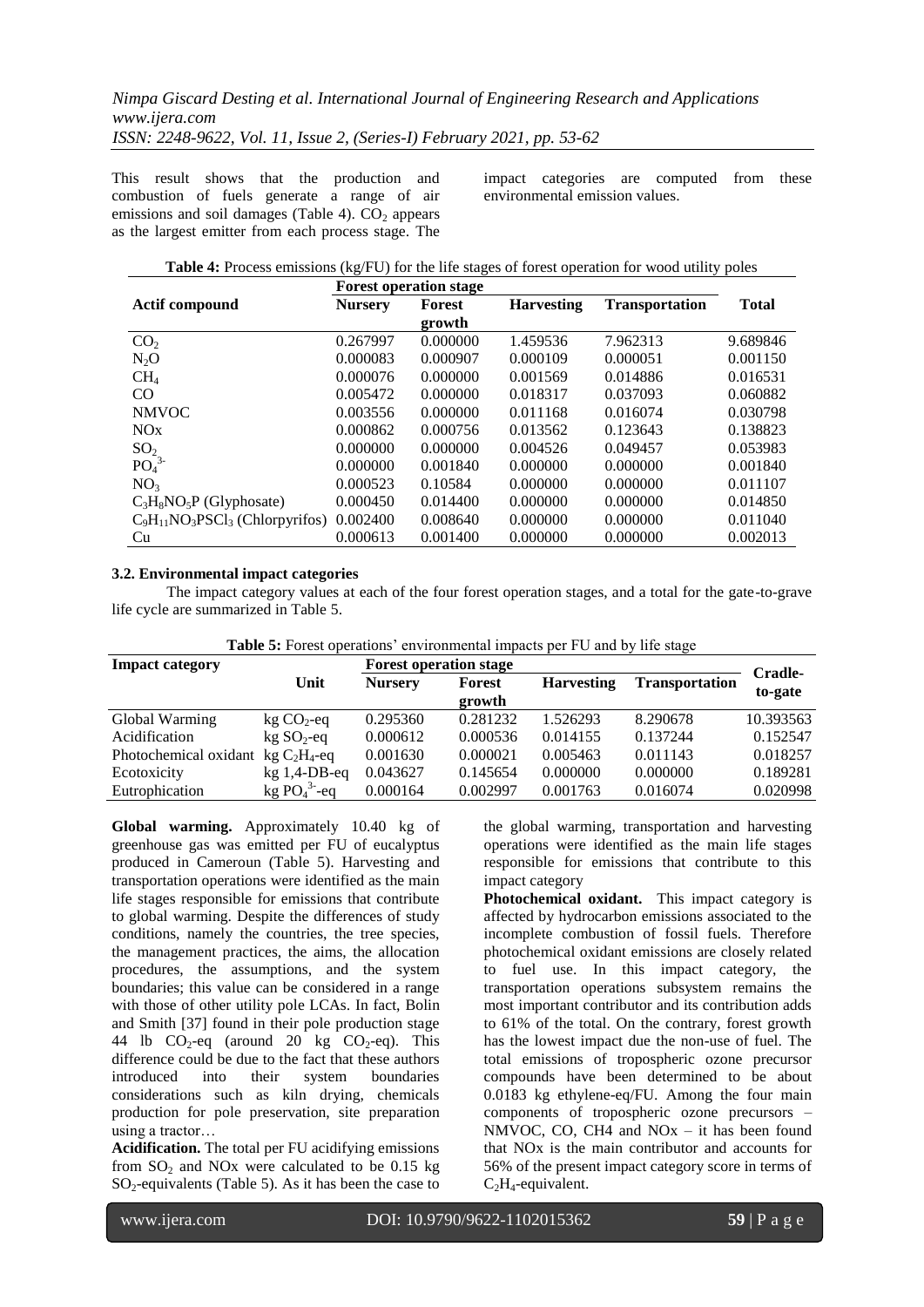This result shows that the production and combustion of fuels generate a range of air emissions and soil damages (Table 4). $CO_2$ appears as the largest emitter from each process stage. The impact categories are computed from these environmental emission values.

**Table 4:** Process emissions (kg/FU) for the life stages of forest operation for wood utility poles

| Actif compound | Forest operation stage | | | | Total |
|---|---|---|---|---|---|
| | Nursery | Forest growth | Harvesting | Transportation | |
| $CO_2$ | 0.267997 | 0.000000 | 1.459536 | 7.962313 | 9.689846 |
| $N_2O$ | 0.000083 | 0.000907 | 0.000109 | 0.000051 | 0.001150 |
| $CH_4$ | 0.000076 | 0.000000 | 0.001569 | 0.014886 | 0.016531 |
| CO | 0.005472 | 0.000000 | 0.018317 | 0.037093 | 0.060882 |
| NMVOC | 0.003556 | 0.000000 | 0.011168 | 0.016074 | 0.030798 |
| NOx | 0.000862 | 0.000756 | 0.013562 | 0.123643 | 0.138823 |
| $SO_2$ | 0.000000 | 0.000000 | 0.004526 | 0.049457 | 0.053983 |
| $PO_4^{3-}$ | 0.000000 | 0.001840 | 0.000000 | 0.000000 | 0.001840 |
| $NO_3$ | 0.000523 | 0.10584 | 0.000000 | 0.000000 | 0.011107 |
| $C_3H_8NO_5P$ (Glyphosate) | 0.000450 | 0.014400 | 0.000000 | 0.000000 | 0.014850 |
| $C_9H_{11}NO_3PSCl_3$ (Chlorpyrifos) | 0.002400 | 0.008640 | 0.000000 | 0.000000 | 0.011040 |
| Cu | 0.000613 | 0.001400 | 0.000000 | 0.000000 | 0.002013 |

### 3.2. Environmental impact categories

The impact category values at each of the four forest operation stages, and a total for the gate-to-grave life cycle are summarized in Table 5.

**Table 5:** Forest operations' environmental impacts per FU and by life stage

| Impact category | Unit | Forest operation stage | | | | Cradle-to-gate |
|---|---|---|---|---|---|---|
| | | Nursery | Forest growth | Harvesting | Transportation | |
| Global Warming | kg $CO_2$-eq | 0.295360 | 0.281232 | 1.526293 | 8.290678 | 10.393563 |
| Acidification | kg $SO_2$-eq | 0.000612 | 0.000536 | 0.014155 | 0.137244 | 0.152547 |
| Photochemical oxidant | kg $C_2H_4$-eq | 0.001630 | 0.000021 | 0.005463 | 0.011143 | 0.018257 |
| Ecotoxicity | kg 1,4-DB-eq | 0.043627 | 0.145654 | 0.000000 | 0.000000 | 0.189281 |
| Eutrophication | kg $PO_4^{3-}$-eq | 0.000164 | 0.002997 | 0.001763 | 0.016074 | 0.020998 |

**Global warming.** Approximately 10.40 kg of greenhouse gas was emitted per FU of eucalyptus produced in Cameroun (Table 5). Harvesting and transportation operations were identified as the main life stages responsible for emissions that contribute to global warming. Despite the differences of study conditions, namely the countries, the tree species, the management practices, the aims, the allocation procedures, the assumptions, and the system boundaries; this value can be considered in a range with those of other utility pole LCAs. In fact, Bolin and Smith [37] found in their pole production stage 44 lb $CO_2$-eq (around 20 kg $CO_2$-eq). This difference could be due to the fact that these authors introduced into their system boundaries considerations such as kiln drying, chemicals production for pole preservation, site preparation using a tractor…

**Acidification.** The total per FU acidifying emissions from $SO_2$ and NOx were calculated to be 0.15 kg $SO_2$-equivalents (Table 5). As it has been the case to the global warming, transportation and harvesting operations were identified as the main life stages responsible for emissions that contribute to this impact category

**Photochemical oxidant.** This impact category is affected by hydrocarbon emissions associated to the incomplete combustion of fossil fuels. Therefore photochemical oxidant emissions are closely related to fuel use. In this impact category, the transportation operations subsystem remains the most important contributor and its contribution adds to 61% of the total. On the contrary, forest growth has the lowest impact due the non-use of fuel. The total emissions of tropospheric ozone precursor compounds have been determined to be about 0.0183 kg ethylene-eq/FU. Among the four main components of tropospheric ozone precursors – NMVOC, CO, CH4 and NOx – it has been found that NOx is the main contributor and accounts for 56% of the present impact category score in terms of $C_2H_4$-equivalent.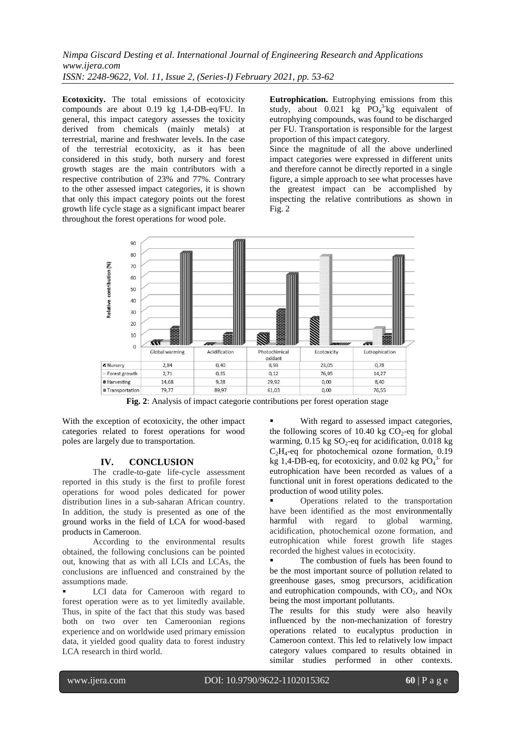**Ecotoxicity.** The total emissions of ecotoxicity compounds are about 0.19 kg 1,4-DB-eq/FU. In general, this impact category assesses the toxicity derived from chemicals (mainly metals) at terrestrial, marine and freshwater levels. In the case of the terrestrial ecotoxicity, as it has been considered in this study, both nursery and forest growth stages are the main contributors with a respective contribution of 23% and 77%. Contrary to the other assessed impact categories, it is shown that only this impact category points out the forest growth life cycle stage as a significant impact bearer throughout the forest operations for wood pole.

**Eutrophication.** Eutrophying emissions from this study, about 0.021 kg $PO_4^{3-}$kg equivalent of eutrophying compounds, was found to be discharged per FU. Transportation is responsible for the largest proportion of this impact category.

Since the magnitude of all the above underlined impact categories were expressed in different units and therefore cannot be directly reported in a single figure, a simple approach to see what processes have the greatest impact can be accomplished by inspecting the relative contributions as shown in Fig. 2

| | Global warming | Acidification | Photochimical oxidant | Ecotoxicity | Eutrophication |
|---|---|---|---|---|---|
| Nursery | 2,84 | 0,40 | 8,93 | 23,05 | 0,78 |
| Forest growth | 2,71 | 0,35 | 0,12 | 76,95 | 14,27 |
| Harvesting | 14,68 | 9,28 | 29,92 | 0,00 | 8,40 |
| Transportation | 79,77 | 89,97 | 61,03 | 0,00 | 76,55 |

**Fig. 2**: Analysis of impact categorie contributions per forest operation stage

With the exception of ecotoxicity, the other impact categories related to forest operations for wood poles are largely due to transportation.

## IV. CONCLUSION

The cradle-to-gate life-cycle assessment reported in this study is the first to profile forest operations for wood poles dedicated for power distribution lines in a sub-saharan African country. In addition, the study is presented as one of the ground works in the field of LCA for wood-based products in Cameroon.

According to the environmental results obtained, the following conclusions can be pointed out, knowing that as with all LCIs and LCAs, the conclusions are influenced and constrained by the assumptions made.

- LCI data for Cameroon with regard to forest operation were as to yet limitedly available. Thus, in spite of the fact that this study was based both on two over ten Cameroonian regions experience and on worldwide used primary emission data, it yielded good quality data to forest industry LCA research in third world.
- With regard to assessed impact categories, the following scores of 10.40 kg $CO_2$-eq for global warming, 0.15 kg $SO_2$-eq for acidification, 0.018 kg $C_2H_4$-eq for photochemical ozone formation, 0.19 kg 1,4-DB-eq, for ecotoxicity, and 0.02 kg $PO_4^{3-}$ for eutrophication have been recorded as values of a functional unit in forest operations dedicated to the production of wood utility poles.
- Operations related to the transportation have been identified as the most environmentally harmful with regard to global warming, acidification, photochemical ozone formation, and eutrophication while forest growth life stages recorded the highest values in ecotocixity.
- The combustion of fuels has been found to be the most important source of pollution related to greenhouse gases, smog precursors, acidification and eutrophication compounds, with $CO_2$, and NOx being the most important pollutants.

The results for this study were also heavily influenced by the non-mechanization of forestry operations related to eucalyptus production in Cameroon context. This led to relatively low impact category values compared to results obtained in similar studies performed in other contexts.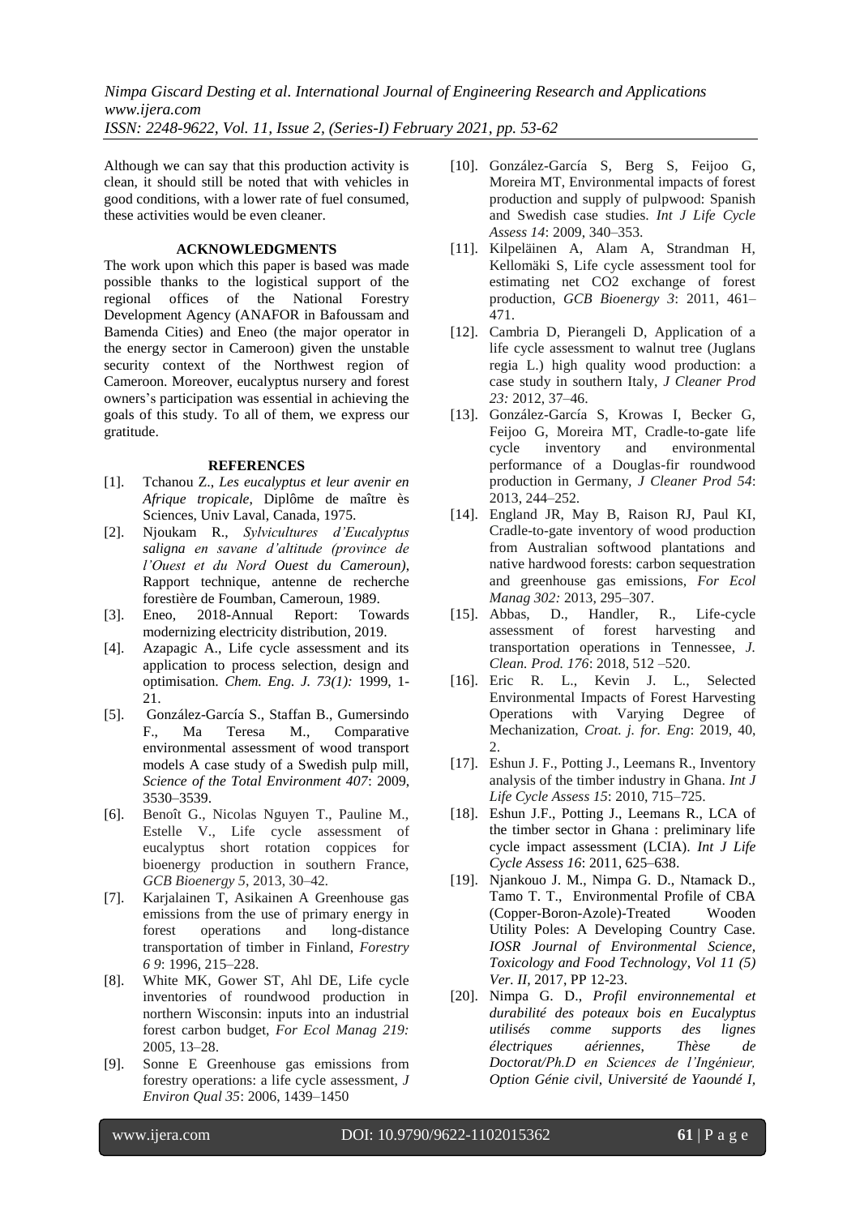Although we can say that this production activity is clean, it should still be noted that with vehicles in good conditions, with a lower rate of fuel consumed, these activities would be even cleaner.

## ACKNOWLEDGMENTS

The work upon which this paper is based was made possible thanks to the logistical support of the regional offices of the National Forestry Development Agency (ANAFOR in Bafoussam and Bamenda Cities) and Eneo (the major operator in the energy sector in Cameroon) given the unstable security context of the Northwest region of Cameroon. Moreover, eucalyptus nursery and forest owners's participation was essential in achieving the goals of this study. To all of them, we express our gratitude.

## REFERENCES

[1]. Tchanou Z., *Les eucalyptus et leur avenir en Afrique tropicale*, Diplôme de maître ès Sciences, Univ Laval, Canada, 1975.

[2]. Njoukam R., *Sylvicultures d'Eucalyptus saligna en savane d'altitude (province de l'Ouest et du Nord Ouest du Cameroun)*, Rapport technique, antenne de recherche forestière de Foumban, Cameroun, 1989.

[3]. Eneo, 2018-Annual Report: Towards modernizing electricity distribution, 2019.

[4]. Azapagic A., Life cycle assessment and its application to process selection, design and optimisation. *Chem. Eng. J. 73(1):* 1999, 1-21.

[5]. González-García S., Staffan B., Gumersindo F., Ma Teresa M., Comparative environmental assessment of wood transport models A case study of a Swedish pulp mill, *Science of the Total Environment 407*: 2009, 3530–3539.

[6]. Benoît G., Nicolas Nguyen T., Pauline M., Estelle V., Life cycle assessment of eucalyptus short rotation coppices for bioenergy production in southern France, *GCB Bioenergy 5*, 2013, 30–42.

[7]. Karjalainen T, Asikainen A Greenhouse gas emissions from the use of primary energy in forest operations and long-distance transportation of timber in Finland, *Forestry 6 9*: 1996, 215–228.

[8]. White MK, Gower ST, Ahl DE, Life cycle inventories of roundwood production in northern Wisconsin: inputs into an industrial forest carbon budget, *For Ecol Manag 219:* 2005, 13–28.

[9]. Sonne E Greenhouse gas emissions from forestry operations: a life cycle assessment, *J Environ Qual 35*: 2006, 1439–1450

[10]. González-García S, Berg S, Feijoo G, Moreira MT, Environmental impacts of forest production and supply of pulpwood: Spanish and Swedish case studies. *Int J Life Cycle Assess 14*: 2009, 340–353.

[11]. Kilpeläinen A, Alam A, Strandman H, Kellomäki S, Life cycle assessment tool for estimating net CO2 exchange of forest production, *GCB Bioenergy 3*: 2011, 461–471.

[12]. Cambria D, Pierangeli D, Application of a life cycle assessment to walnut tree (Juglans regia L.) high quality wood production: a case study in southern Italy, *J Cleaner Prod 23:* 2012, 37–46.

[13]. González-García S, Krowas I, Becker G, Feijoo G, Moreira MT, Cradle-to-gate life cycle inventory and environmental performance of a Douglas-fir roundwood production in Germany, *J Cleaner Prod 54*: 2013, 244–252.

[14]. England JR, May B, Raison RJ, Paul KI, Cradle-to-gate inventory of wood production from Australian softwood plantations and native hardwood forests: carbon sequestration and greenhouse gas emissions, *For Ecol Manag 302:* 2013, 295–307.

[15]. Abbas, D., Handler, R., Life-cycle assessment of forest harvesting and transportation operations in Tennessee, *J. Clean. Prod. 176*: 2018, 512 –520.

[16]. Eric R. L., Kevin J. L., Selected Environmental Impacts of Forest Harvesting Operations with Varying Degree of Mechanization, *Croat. j. for. Eng*: 2019, 40, 2.

[17]. Eshun J. F., Potting J., Leemans R., Inventory analysis of the timber industry in Ghana. *Int J Life Cycle Assess 15*: 2010, 715–725.

[18]. Eshun J.F., Potting J., Leemans R., LCA of the timber sector in Ghana : preliminary life cycle impact assessment (LCIA). *Int J Life Cycle Assess 16*: 2011, 625–638.

[19]. Njankouo J. M., Nimpa G. D., Ntamack D., Tamo T. T., Environmental Profile of CBA (Copper-Boron-Azole)-Treated Wooden Utility Poles: A Developing Country Case. *IOSR Journal of Environmental Science, Toxicology and Food Technology*, *Vol 11 (5) Ver. II*, 2017, PP 12-23.

[20]. Nimpa G. D., *Profil environnemental et durabilité des poteaux bois en Eucalyptus utilisés comme supports des lignes électriques aériennes, Thèse de Doctorat/Ph.D en Sciences de l'Ingénieur, Option Génie civil, Université de Yaoundé I,*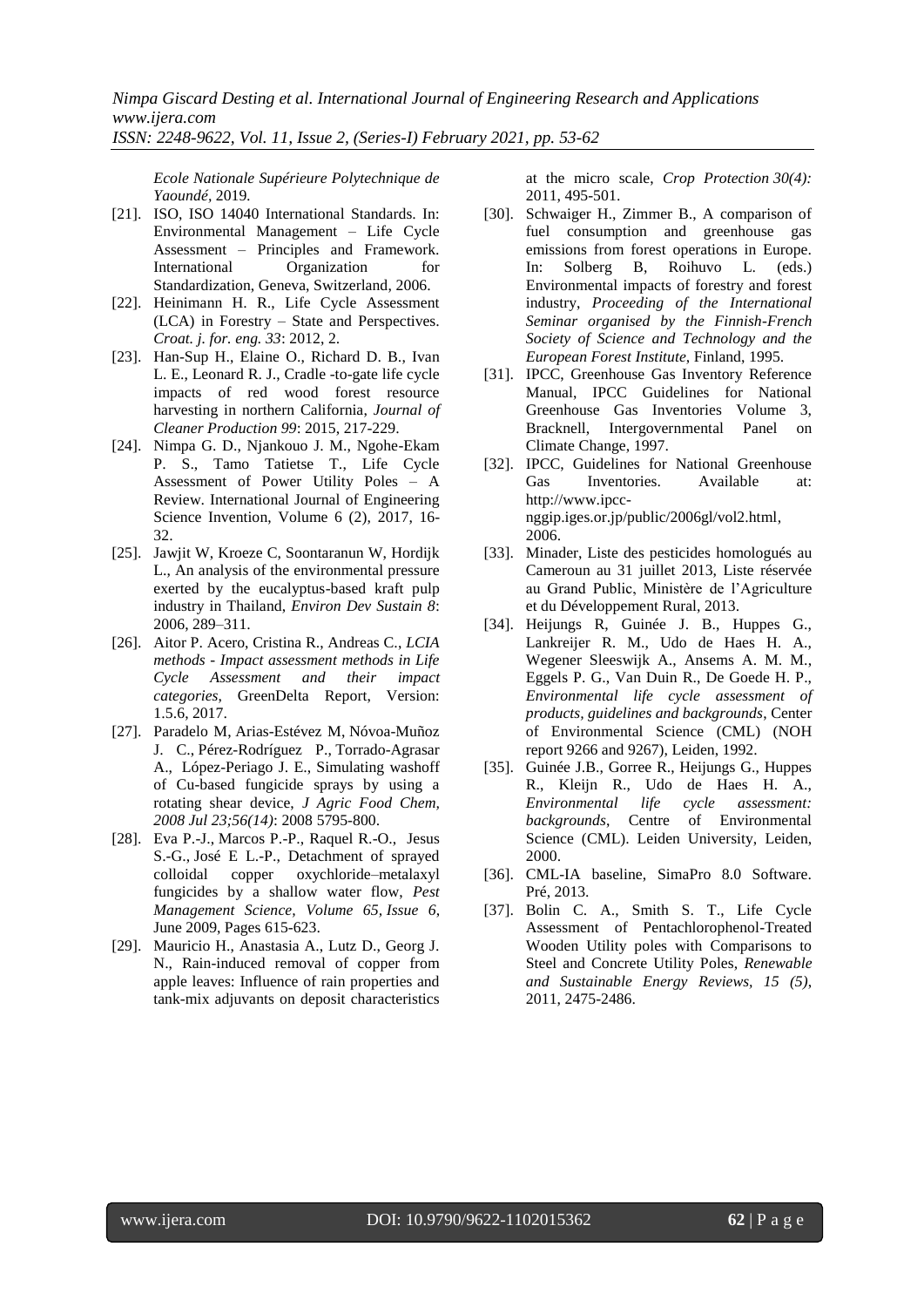*Ecole Nationale Supérieure Polytechnique de Yaoundé*, 2019.

[21]. ISO, ISO 14040 International Standards. In: Environmental Management – Life Cycle Assessment – Principles and Framework. International Organization for Standardization, Geneva, Switzerland, 2006.

[22]. Heinimann H. R., Life Cycle Assessment (LCA) in Forestry – State and Perspectives. *Croat. j. for. eng. 33*: 2012, 2.

[23]. Han-Sup H., Elaine O., Richard D. B., Ivan L. E., Leonard R. J., Cradle -to-gate life cycle impacts of red wood forest resource harvesting in northern California, *Journal of Cleaner Production 99*: 2015, 217-229.

[24]. Nimpa G. D., Njankouo J. M., Ngohe-Ekam P. S., Tamo Tatietse T., Life Cycle Assessment of Power Utility Poles – A Review. International Journal of Engineering Science Invention, Volume 6 (2), 2017, 16-32.

[25]. Jawjit W, Kroeze C, Soontaranun W, Hordijk L., An analysis of the environmental pressure exerted by the eucalyptus-based kraft pulp industry in Thailand, *Environ Dev Sustain 8*: 2006, 289–311.

[26]. Aitor P. Acero, Cristina R., Andreas C., *LCIA methods - Impact assessment methods in Life Cycle Assessment and their impact categories*, GreenDelta Report, Version: 1.5.6, 2017.

[27]. Paradelo M, Arias-Estévez M, Nóvoa-Muñoz J. C., Pérez-Rodríguez P., Torrado-Agrasar A., López-Periago J. E., Simulating washoff of Cu-based fungicide sprays by using a rotating shear device, *J Agric Food Chem, 2008 Jul 23;56(14)*: 2008 5795-800.

[28]. Eva P.-J., Marcos P.-P., Raquel R.-O., Jesus S.-G., José E L.-P., Detachment of sprayed colloidal copper oxychloride–metalaxyl fungicides by a shallow water flow, *Pest Management Science, Volume 65, Issue 6*, June 2009, Pages 615-623.

[29]. Mauricio H., Anastasia A., Lutz D., Georg J. N., Rain-induced removal of copper from apple leaves: Influence of rain properties and tank-mix adjuvants on deposit characteristics at the micro scale, *Crop Protection 30(4):* 2011, 495-501.

[30]. Schwaiger H., Zimmer B., A comparison of fuel consumption and greenhouse gas emissions from forest operations in Europe. In: Solberg B, Roihuvo L. (eds.) Environmental impacts of forestry and forest industry, *Proceeding of the International Seminar organised by the Finnish-French Society of Science and Technology and the European Forest Institute*, Finland, 1995.

[31]. IPCC, Greenhouse Gas Inventory Reference Manual, IPCC Guidelines for National Greenhouse Gas Inventories Volume 3, Bracknell, Intergovernmental Panel on Climate Change, 1997.

[32]. IPCC, Guidelines for National Greenhouse Gas Inventories. Available at: http://www.ipcc-nggip.iges.or.jp/public/2006gl/vol2.html, 2006.

[33]. Minader, Liste des pesticides homologués au Cameroun au 31 juillet 2013, Liste réservée au Grand Public, Ministère de l'Agriculture et du Développement Rural, 2013.

[34]. Heijungs R, Guinée J. B., Huppes G., Lankreijer R. M., Udo de Haes H. A., Wegener Sleeswijk A., Ansems A. M. M., Eggels P. G., Van Duin R., De Goede H. P., *Environmental life cycle assessment of products, guidelines and backgrounds*, Center of Environmental Science (CML) (NOH report 9266 and 9267), Leiden, 1992.

[35]. Guinée J.B., Gorree R., Heijungs G., Huppes R., Kleijn R., Udo de Haes H. A., *Environmental life cycle assessment: backgrounds*, Centre of Environmental Science (CML). Leiden University, Leiden, 2000.

[36]. CML-IA baseline, SimaPro 8.0 Software. Pré, 2013.

[37]. Bolin C. A., Smith S. T., Life Cycle Assessment of Pentachlorophenol-Treated Wooden Utility poles with Comparisons to Steel and Concrete Utility Poles, *Renewable and Sustainable Energy Reviews, 15 (5)*, 2011, 2475-2486.